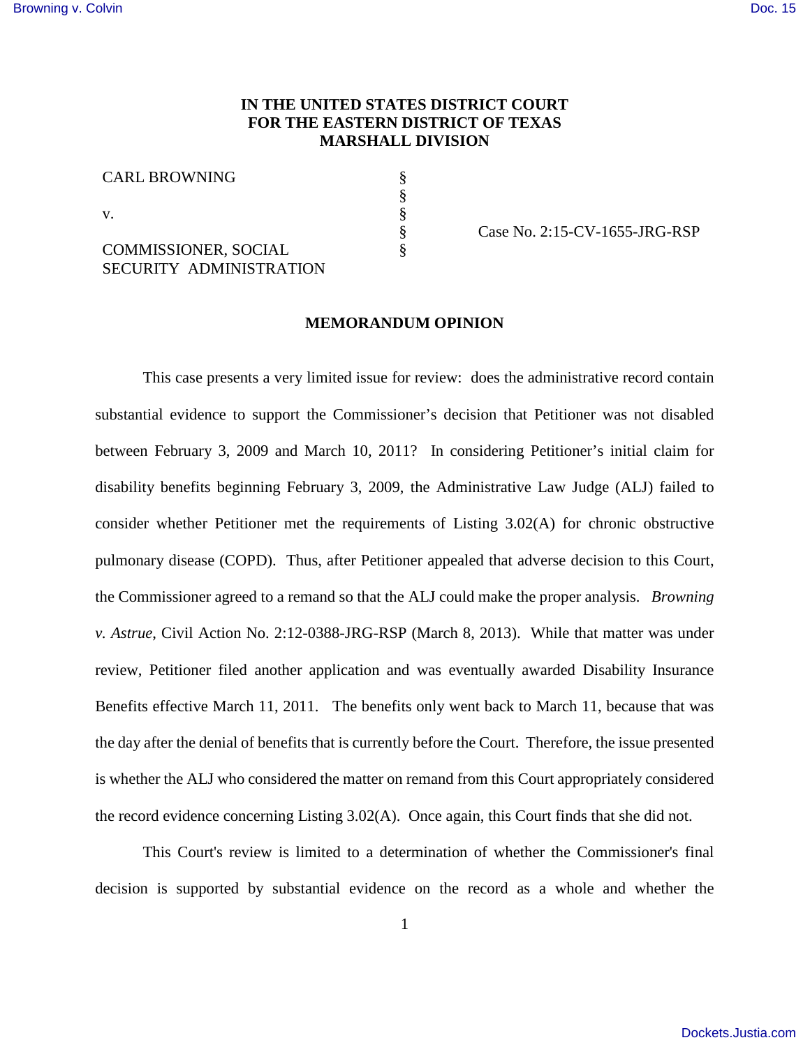**IN THE UNITED STATES DISTRICT COURT**
**FOR THE EASTERN DISTRICT OF TEXAS**
**MARSHALL DIVISION**

| | | |
|---|---|---|
| CARL BROWNING | § | |
| | § | |
| v. | § | |
| | § | Case No. 2:15-CV-1655-JRG-RSP |
| COMMISSIONER, SOCIAL SECURITY ADMINISTRATION | § | |

**MEMORANDUM OPINION**

This case presents a very limited issue for review: does the administrative record contain substantial evidence to support the Commissioner's decision that Petitioner was not disabled between February 3, 2009 and March 10, 2011? In considering Petitioner's initial claim for disability benefits beginning February 3, 2009, the Administrative Law Judge (ALJ) failed to consider whether Petitioner met the requirements of Listing 3.02(A) for chronic obstructive pulmonary disease (COPD). Thus, after Petitioner appealed that adverse decision to this Court, the Commissioner agreed to a remand so that the ALJ could make the proper analysis. *Browning v. Astrue*, Civil Action No. 2:12-0388-JRG-RSP (March 8, 2013). While that matter was under review, Petitioner filed another application and was eventually awarded Disability Insurance Benefits effective March 11, 2011. The benefits only went back to March 11, because that was the day after the denial of benefits that is currently before the Court. Therefore, the issue presented is whether the ALJ who considered the matter on remand from this Court appropriately considered the record evidence concerning Listing 3.02(A). Once again, this Court finds that she did not.

This Court's review is limited to a determination of whether the Commissioner's final decision is supported by substantial evidence on the record as a whole and whether the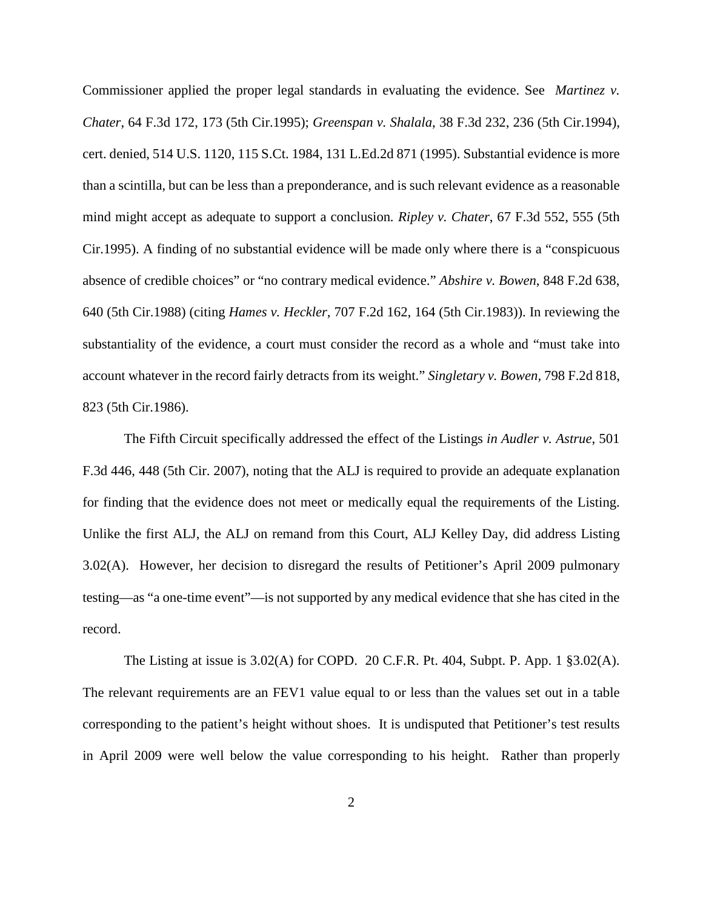Commissioner applied the proper legal standards in evaluating the evidence. See *Martinez v. Chater*, 64 F.3d 172, 173 (5th Cir.1995); *Greenspan v. Shalala*, 38 F.3d 232, 236 (5th Cir.1994), cert. denied, 514 U.S. 1120, 115 S.Ct. 1984, 131 L.Ed.2d 871 (1995). Substantial evidence is more than a scintilla, but can be less than a preponderance, and is such relevant evidence as a reasonable mind might accept as adequate to support a conclusion. *Ripley v. Chater*, 67 F.3d 552, 555 (5th Cir.1995). A finding of no substantial evidence will be made only where there is a "conspicuous absence of credible choices" or "no contrary medical evidence." *Abshire v. Bowen*, 848 F.2d 638, 640 (5th Cir.1988) (citing *Hames v. Heckler*, 707 F.2d 162, 164 (5th Cir.1983)). In reviewing the substantiality of the evidence, a court must consider the record as a whole and "must take into account whatever in the record fairly detracts from its weight." *Singletary v. Bowen*, 798 F.2d 818, 823 (5th Cir.1986).

The Fifth Circuit specifically addressed the effect of the Listings *in Audler v. Astrue*, 501 F.3d 446, 448 (5th Cir. 2007), noting that the ALJ is required to provide an adequate explanation for finding that the evidence does not meet or medically equal the requirements of the Listing. Unlike the first ALJ, the ALJ on remand from this Court, ALJ Kelley Day, did address Listing 3.02(A). However, her decision to disregard the results of Petitioner's April 2009 pulmonary testing—as "a one-time event"—is not supported by any medical evidence that she has cited in the record.

The Listing at issue is 3.02(A) for COPD. 20 C.F.R. Pt. 404, Subpt. P. App. 1 §3.02(A). The relevant requirements are an FEV1 value equal to or less than the values set out in a table corresponding to the patient's height without shoes. It is undisputed that Petitioner's test results in April 2009 were well below the value corresponding to his height. Rather than properly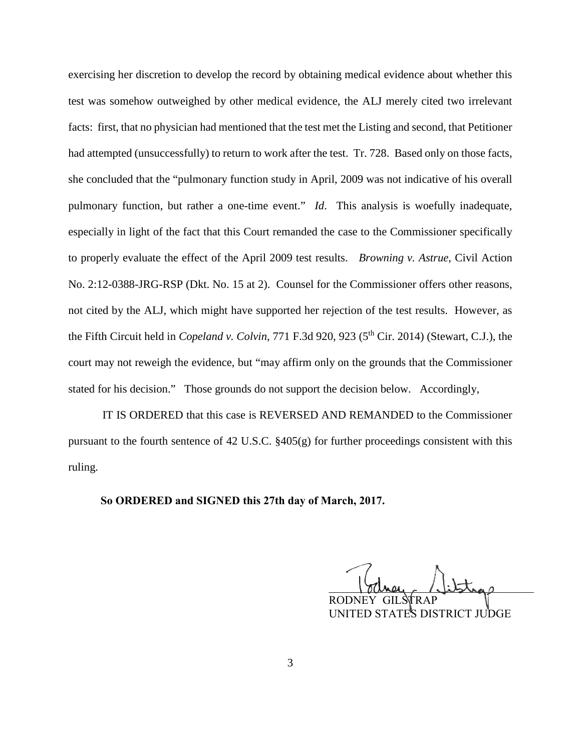exercising her discretion to develop the record by obtaining medical evidence about whether this test was somehow outweighed by other medical evidence, the ALJ merely cited two irrelevant facts: first, that no physician had mentioned that the test met the Listing and second, that Petitioner had attempted (unsuccessfully) to return to work after the test. Tr. 728. Based only on those facts, she concluded that the "pulmonary function study in April, 2009 was not indicative of his overall pulmonary function, but rather a one-time event." *Id*. This analysis is woefully inadequate, especially in light of the fact that this Court remanded the case to the Commissioner specifically to properly evaluate the effect of the April 2009 test results. *Browning v. Astrue*, Civil Action No. 2:12-0388-JRG-RSP (Dkt. No. 15 at 2). Counsel for the Commissioner offers other reasons, not cited by the ALJ, which might have supported her rejection of the test results. However, as the Fifth Circuit held in *Copeland v. Colvin*, 771 F.3d 920, 923 (5th Cir. 2014) (Stewart, C.J.), the court may not reweigh the evidence, but "may affirm only on the grounds that the Commissioner stated for his decision." Those grounds do not support the decision below. Accordingly,

IT IS ORDERED that this case is REVERSED AND REMANDED to the Commissioner pursuant to the fourth sentence of 42 U.S.C. §405(g) for further proceedings consistent with this ruling.

**So ORDERED and SIGNED this 27th day of March, 2017.**

RODNEY GILSTRAP
UNITED STATES DISTRICT JUDGE